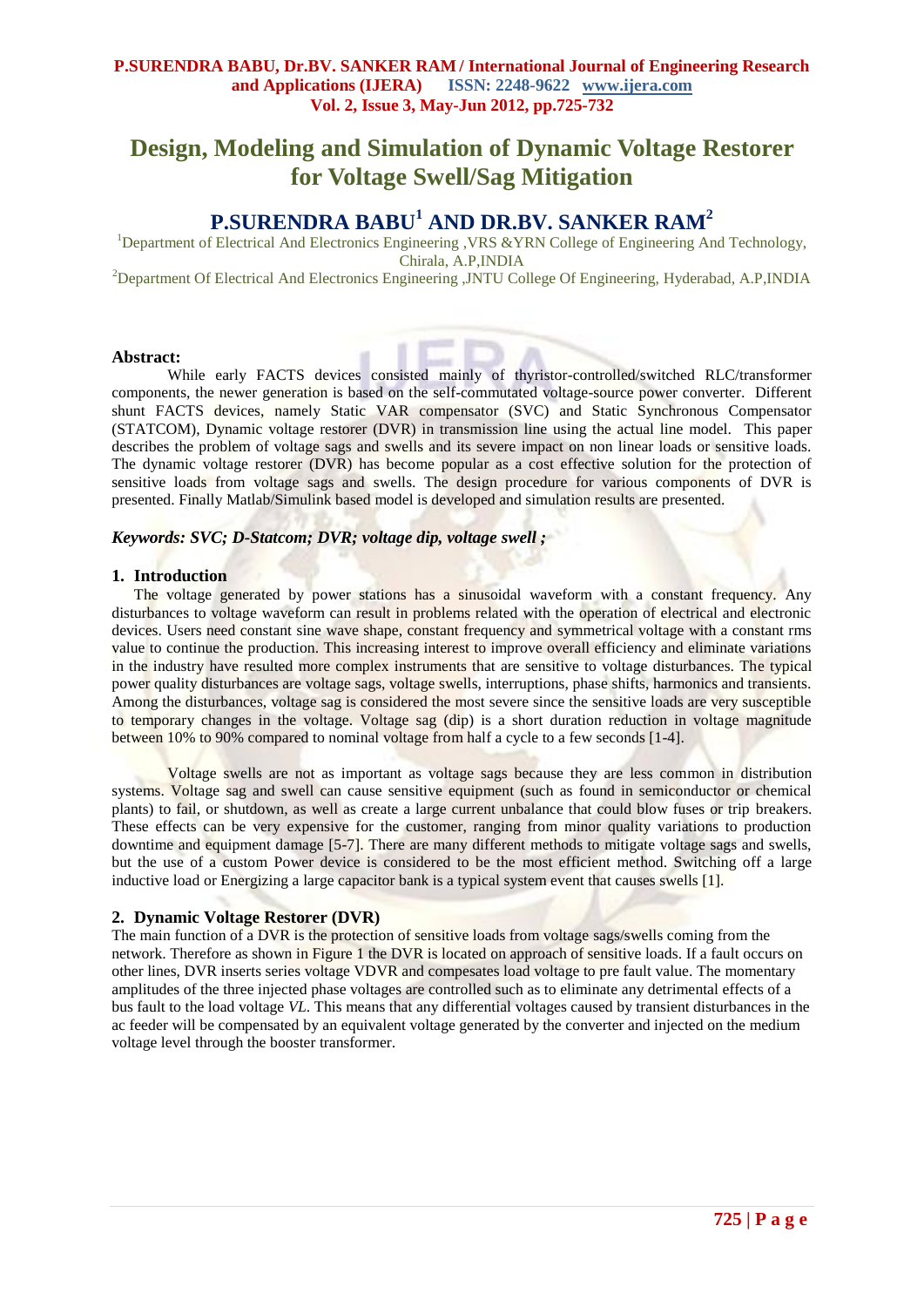# Design, Modeling and Simulation of Dynamic Voltage Restorer for Voltage Swell/Sag Mitigation

## P.SURENDRA BABU[1] AND DR.BV. SANKER RAM[2]

[1]Department of Electrical And Electronics Engineering ,VRS &YRN College of Engineering And Technology, Chirala, A.P,INDIA

[2]Department Of Electrical And Electronics Engineering ,JNTU College Of Engineering, Hyderabad, A.P,INDIA

**Abstract:**

While early FACTS devices consisted mainly of thyristor-controlled/switched RLC/transformer components, the newer generation is based on the self-commutated voltage-source power converter. Different shunt FACTS devices, namely Static VAR compensator (SVC) and Static Synchronous Compensator (STATCOM), Dynamic voltage restorer (DVR) in transmission line using the actual line model. This paper describes the problem of voltage sags and swells and its severe impact on non linear loads or sensitive loads. The dynamic voltage restorer (DVR) has become popular as a cost effective solution for the protection of sensitive loads from voltage sags and swells. The design procedure for various components of DVR is presented. Finally Matlab/Simulink based model is developed and simulation results are presented.

***Keywords: SVC; D-Statcom; DVR; voltage dip, voltage swell ;***

## 1. Introduction

The voltage generated by power stations has a sinusoidal waveform with a constant frequency. Any disturbances to voltage waveform can result in problems related with the operation of electrical and electronic devices. Users need constant sine wave shape, constant frequency and symmetrical voltage with a constant rms value to continue the production. This increasing interest to improve overall efficiency and eliminate variations in the industry have resulted more complex instruments that are sensitive to voltage disturbances. The typical power quality disturbances are voltage sags, voltage swells, interruptions, phase shifts, harmonics and transients. Among the disturbances, voltage sag is considered the most severe since the sensitive loads are very susceptible to temporary changes in the voltage. Voltage sag (dip) is a short duration reduction in voltage magnitude between 10% to 90% compared to nominal voltage from half a cycle to a few seconds [1-4].

Voltage swells are not as important as voltage sags because they are less common in distribution systems. Voltage sag and swell can cause sensitive equipment (such as found in semiconductor or chemical plants) to fail, or shutdown, as well as create a large current unbalance that could blow fuses or trip breakers. These effects can be very expensive for the customer, ranging from minor quality variations to production downtime and equipment damage [5-7]. There are many different methods to mitigate voltage sags and swells, but the use of a custom Power device is considered to be the most efficient method. Switching off a large inductive load or Energizing a large capacitor bank is a typical system event that causes swells [1].

## 2. Dynamic Voltage Restorer (DVR)

The main function of a DVR is the protection of sensitive loads from voltage sags/swells coming from the network. Therefore as shown in Figure 1 the DVR is located on approach of sensitive loads. If a fault occurs on other lines, DVR inserts series voltage VDVR and compesates load voltage to pre fault value. The momentary amplitudes of the three injected phase voltages are controlled such as to eliminate any detrimental effects of a bus fault to the load voltage *VL*. This means that any differential voltages caused by transient disturbances in the ac feeder will be compensated by an equivalent voltage generated by the converter and injected on the medium voltage level through the booster transformer.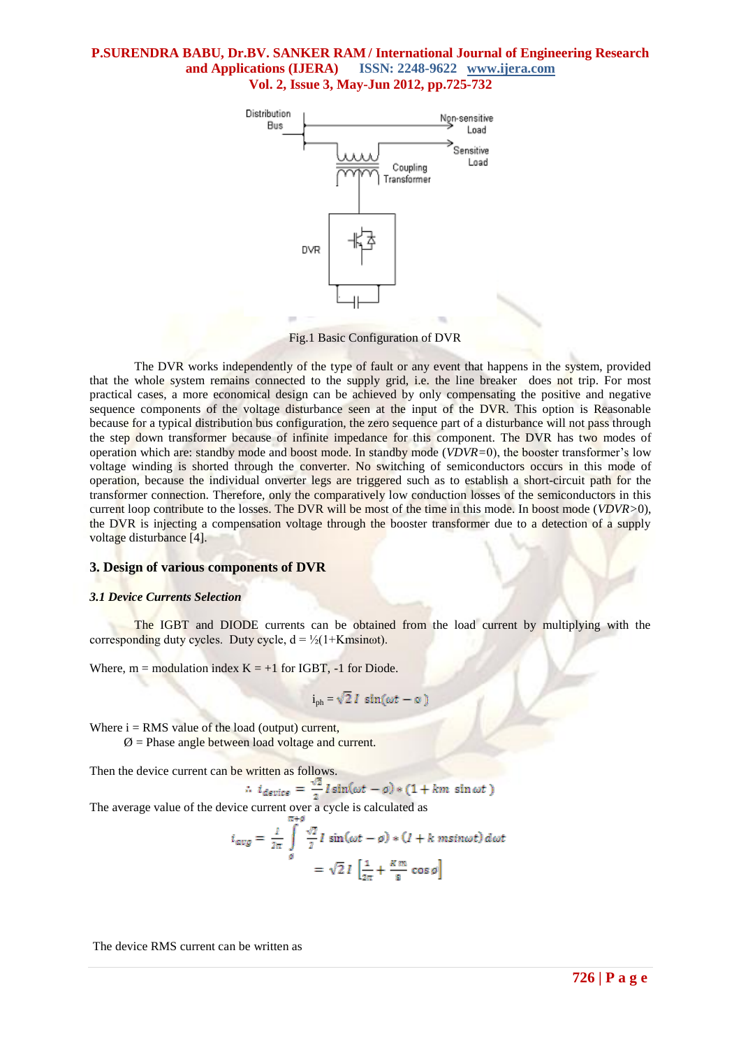Fig.1 Basic Configuration of DVR

The DVR works independently of the type of fault or any event that happens in the system, provided that the whole system remains connected to the supply grid, i.e. the line breaker does not trip. For most practical cases, a more economical design can be achieved by only compensating the positive and negative sequence components of the voltage disturbance seen at the input of the DVR. This option is Reasonable because for a typical distribution bus configuration, the zero sequence part of a disturbance will not pass through the step down transformer because of infinite impedance for this component. The DVR has two modes of operation which are: standby mode and boost mode. In standby mode (*VDVR=*0), the booster transformer's low voltage winding is shorted through the converter. No switching of semiconductors occurs in this mode of operation, because the individual onverter legs are triggered such as to establish a short-circuit path for the transformer connection. Therefore, only the comparatively low conduction losses of the semiconductors in this current loop contribute to the losses. The DVR will be most of the time in this mode. In boost mode (*VDVR>*0), the DVR is injecting a compensation voltage through the booster transformer due to a detection of a supply voltage disturbance [4].

## 3. Design of various components of DVR

### *3.1 Device Currents Selection*

The IGBT and DIODE currents can be obtained from the load current by multiplying with the corresponding duty cycles. Duty cycle, d = ½(1+Kmsinωt).

Where, m = modulation index K = +1 for IGBT, -1 for Diode.

$$i_{ph} = \sqrt{2}\, I \, \sin(\omega t - \emptyset)$$

Where i = RMS value of the load (output) current,
Ø = Phase angle between load voltage and current.

Then the device current can be written as follows.

$$\therefore\ i_{device} = \frac{\sqrt{2}}{2} I \sin(\omega t - \emptyset) * (1 + km \sin\omega t)$$

The average value of the device current over a cycle is calculated as

$$i_{avg} = \frac{1}{2\pi} \int_{\emptyset}^{\pi+\emptyset} \frac{\sqrt{2}}{2} I \sin(\omega t - \emptyset) * (1 + k\, m \sin\omega t)\, d\omega t$$

$$= \sqrt{2}\, I \left[\frac{1}{2\pi} + \frac{K\,m}{8} \cos\emptyset\right]$$

The device RMS current can be written as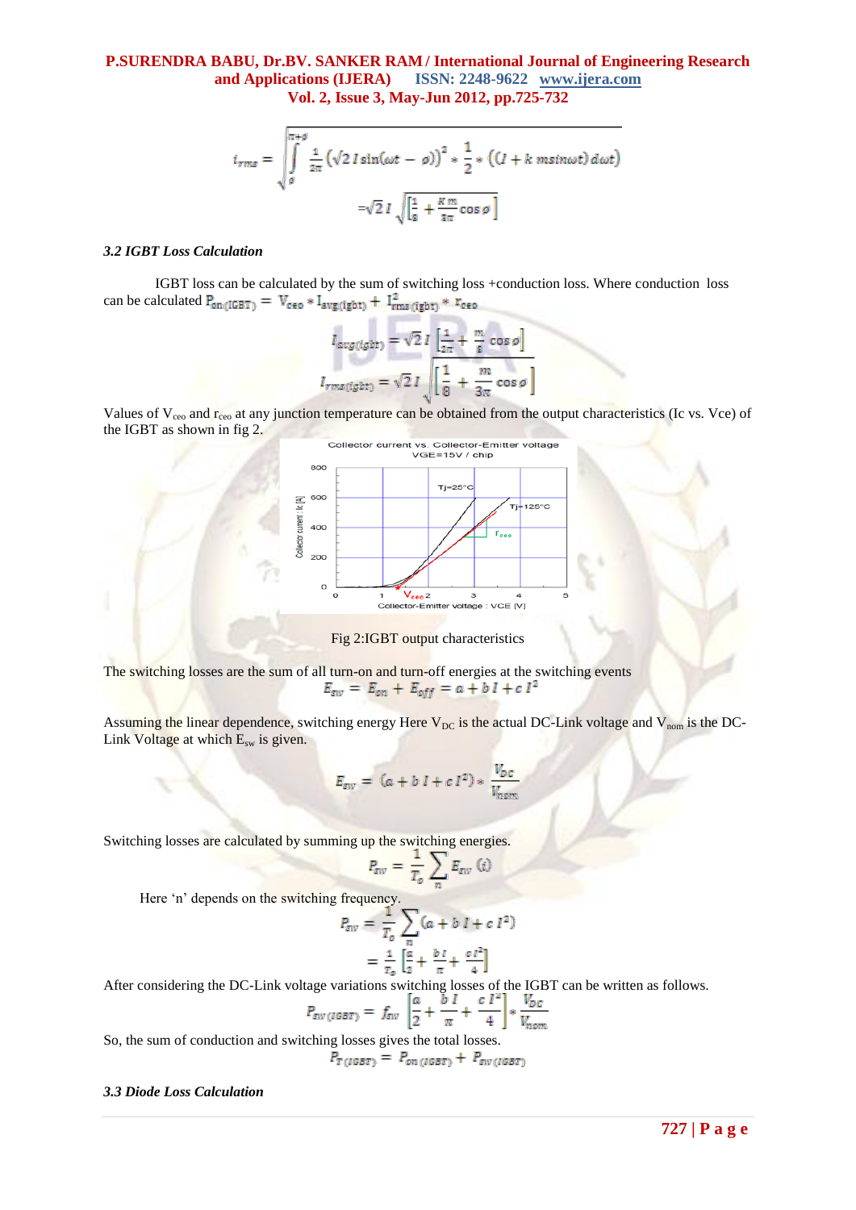$$i_{rms} = \sqrt{\int_{\phi}^{\pi+\phi} \frac{1}{2\pi}\left(\sqrt{2}\, I \sin(\omega t - \phi)\right)^2 * \frac{1}{2} * \left((I + k\, m \sin\omega t)\, d\omega t\right)}$$

$$= \sqrt{2}\, I \sqrt{\left[\frac{1}{8} + \frac{K\, m}{3\pi}\cos\phi\right]}$$

### *3.2 IGBT Loss Calculation*

IGBT loss can be calculated by the sum of switching loss +conduction loss. Where conduction loss can be calculated $P_{on(IGBT)} = V_{ceo} * I_{avg(igbt)} + I^2_{rms(igbt)} * r_{ceo}$

$$I_{avg(igbt)} = \sqrt{2}\, I \left[\frac{1}{2\pi} + \frac{m}{8}\cos\phi\right]$$

$$I_{rms(igbt)} = \sqrt{2}\, I \sqrt{\left[\frac{1}{8} + \frac{m}{3\pi}\cos\phi\right]}$$

Values of $V_{ceo}$ and $r_{ceo}$ at any junction temperature can be obtained from the output characteristics (Ic vs. Vce) of the IGBT as shown in fig 2.

Fig 2:IGBT output characteristics

The switching losses are the sum of all turn-on and turn-off energies at the switching events

$$E_{sw} = E_{on} + E_{off} = a + b\, I + c\, I^2$$

Assuming the linear dependence, switching energy Here $V_{DC}$ is the actual DC-Link voltage and $V_{nom}$ is the DC-Link Voltage at which $E_{sw}$ is given.

$$E_{sw} = (a + b\, I + c\, I^2) * \frac{V_{DC}}{V_{nom}}$$

Switching losses are calculated by summing up the switching energies.

$$P_{sw} = \frac{1}{T_o}\sum_{n} E_{sw}(i)$$

Here 'n' depends on the switching frequency.

$$P_{sw} = \frac{1}{T_o}\sum_{n}(a + b\, I + c\, I^2)$$

$$= \frac{1}{T_o}\left[\frac{a}{2} + \frac{b\, I}{\pi} + \frac{c\, I^2}{4}\right]$$

After considering the DC-Link voltage variations switching losses of the IGBT can be written as follows.

$$P_{sw(IGBT)} = f_{sw}\left[\frac{a}{2} + \frac{b\, I}{\pi} + \frac{c\, I^2}{4}\right] * \frac{V_{DC}}{V_{nom}}$$

So, the sum of conduction and switching losses gives the total losses.

$$P_{T(IGBT)} = P_{on(IGBT)} + P_{sw(IGBT)}$$

### *3.3 Diode Loss Calculation*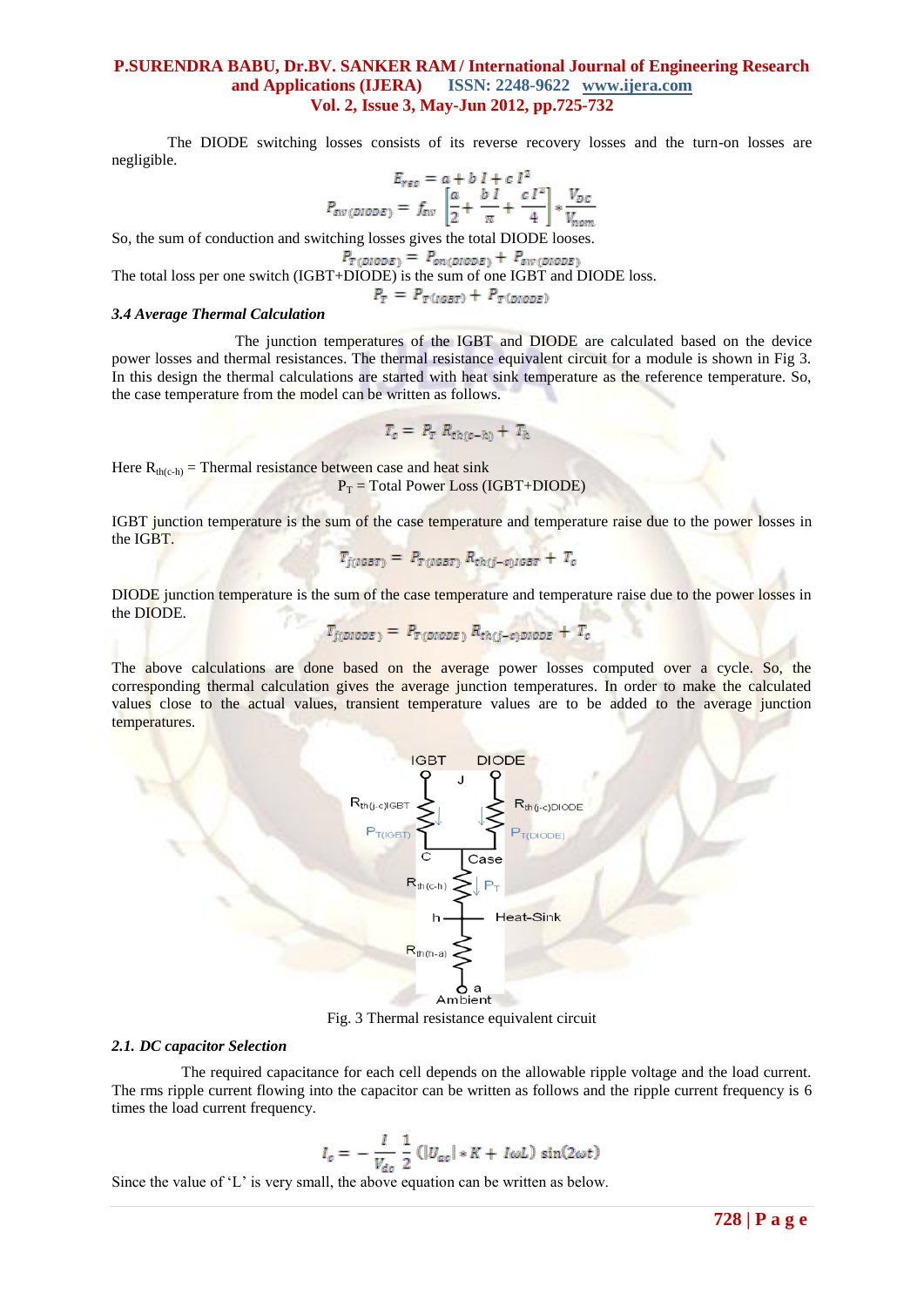The DIODE switching losses consists of its reverse recovery losses and the turn-on losses are negligible.

$$E_{rec} = a + b\,I + c\,I^2$$

$$P_{sw\,(DIODE)} = f_{sw}\left[\frac{a}{2} + \frac{b\,I}{\pi} + \frac{c\,I^2}{4}\right] * \frac{V_{DC}}{V_{nom}}$$

So, the sum of conduction and switching losses gives the total DIODE looses.

$$P_{T\,(DIODE)} = P_{on\,(DIODE)} + P_{sw\,(DIODE)}$$

The total loss per one switch (IGBT+DIODE) is the sum of one IGBT and DIODE loss.

$$P_T = P_{T\,(IGBT)} + P_{T\,(DIODE)}$$

### *3.4 Average Thermal Calculation*

The junction temperatures of the IGBT and DIODE are calculated based on the device power losses and thermal resistances. The thermal resistance equivalent circuit for a module is shown in Fig 3. In this design the thermal calculations are started with heat sink temperature as the reference temperature. So, the case temperature from the model can be written as follows.

$$T_c = P_T\,R_{th(c-h)} + T_h$$

Here $R_{th(c-h)}$ = Thermal resistance between case and heat sink

$P_T$ = Total Power Loss (IGBT+DIODE)

IGBT junction temperature is the sum of the case temperature and temperature raise due to the power losses in the IGBT.

$$T_{j(IGBT)} = P_{T\,(IGBT)}\,R_{th(j-c)IGBT} + T_c$$

DIODE junction temperature is the sum of the case temperature and temperature raise due to the power losses in the DIODE.

$$T_{j(DIODE)} = P_{T\,(DIODE)}\,R_{th(j-c)DIODE} + T_c$$

The above calculations are done based on the average power losses computed over a cycle. So, the corresponding thermal calculation gives the average junction temperatures. In order to make the calculated values close to the actual values, transient temperature values are to be added to the average junction temperatures.

Fig. 3 Thermal resistance equivalent circuit

### *2.1. DC capacitor Selection*

The required capacitance for each cell depends on the allowable ripple voltage and the load current. The rms ripple current flowing into the capacitor can be written as follows and the ripple current frequency is 6 times the load current frequency.

$$I_c = -\frac{I}{V_{dc}}\,\frac{1}{2}\left(|U_{ac}| * K + I\omega L\right)\sin(2\omega t)$$

Since the value of 'L' is very small, the above equation can be written as below.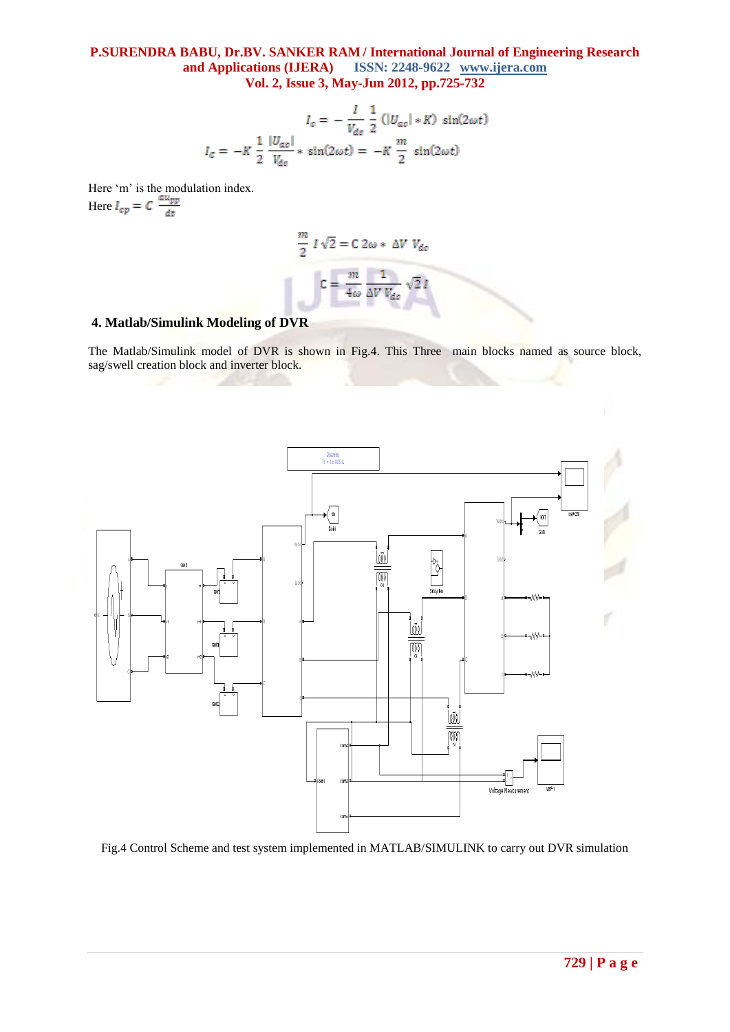$$I_c = -\frac{I}{V_{dc}}\frac{1}{2}(|U_{ac}| * K)\sin(2\omega t)$$

$$I_c = -K\frac{1}{2}\frac{|U_{ac}|}{V_{dc}} * \sin(2\omega t) = -K\frac{m}{2}\sin(2\omega t)$$

Here 'm' is the modulation index.

Here $I_{cp} = C\frac{du_{yp}}{dt}$

$$\frac{m}{2} I\sqrt{2} = C\, 2\omega * \Delta V\, V_{dc}$$

$$C = \frac{m}{4\omega}\frac{1}{\Delta V\, V_{dc}}\sqrt{2}\, I$$

### 4. Matlab/Simulink Modeling of DVR

The Matlab/Simulink model of DVR is shown in Fig.4. This Three main blocks named as source block, sag/swell creation block and inverter block.

Fig.4 Control Scheme and test system implemented in MATLAB/SIMULINK to carry out DVR simulation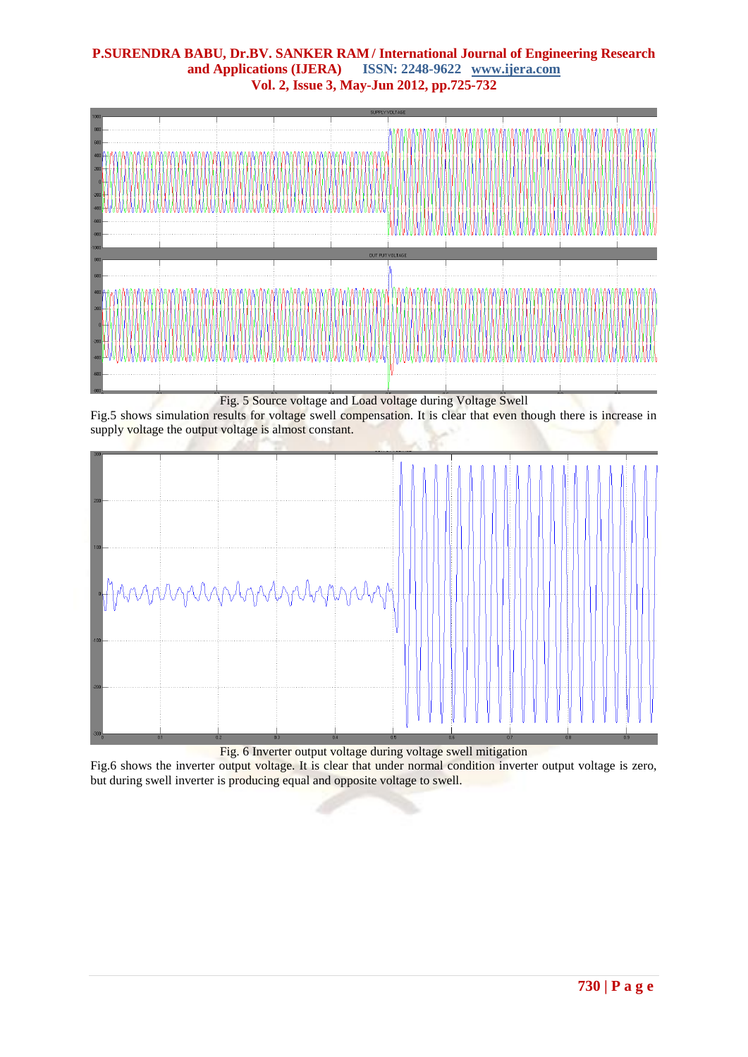Fig. 5 Source voltage and Load voltage during Voltage Swell

Fig.5 shows simulation results for voltage swell compensation. It is clear that even though there is increase in supply voltage the output voltage is almost constant.

Fig. 6 Inverter output voltage during voltage swell mitigation

Fig.6 shows the inverter output voltage. It is clear that under normal condition inverter output voltage is zero, but during swell inverter is producing equal and opposite voltage to swell.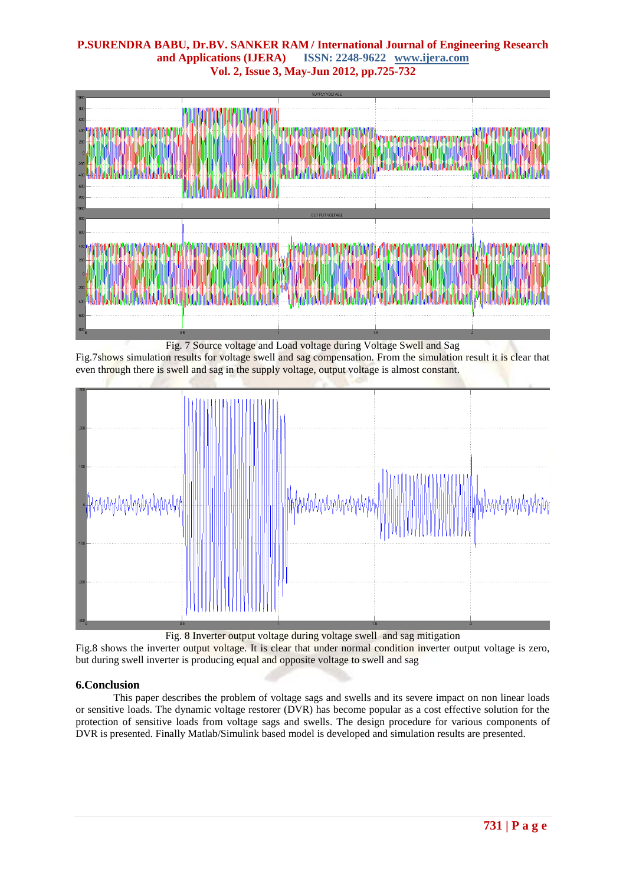Fig. 7 Source voltage and Load voltage during Voltage Swell and Sag

Fig.7shows simulation results for voltage swell and sag compensation. From the simulation result it is clear that even through there is swell and sag in the supply voltage, output voltage is almost constant.

Fig. 8 Inverter output voltage during voltage swell and sag mitigation

Fig.8 shows the inverter output voltage. It is clear that under normal condition inverter output voltage is zero, but during swell inverter is producing equal and opposite voltage to swell and sag

## 6.Conclusion

This paper describes the problem of voltage sags and swells and its severe impact on non linear loads or sensitive loads. The dynamic voltage restorer (DVR) has become popular as a cost effective solution for the protection of sensitive loads from voltage sags and swells. The design procedure for various components of DVR is presented. Finally Matlab/Simulink based model is developed and simulation results are presented.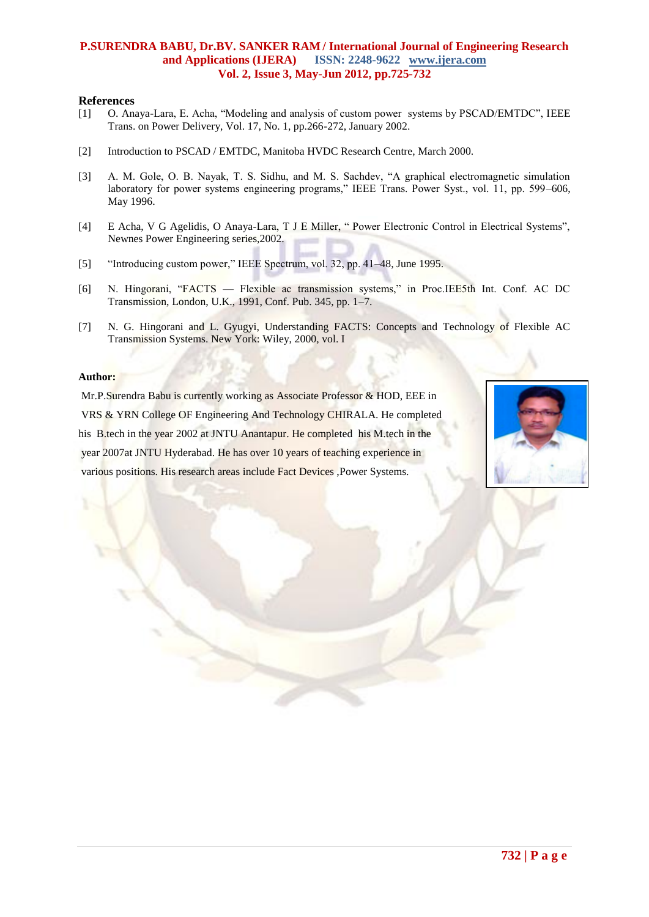## References

[1] O. Anaya-Lara, E. Acha, "Modeling and analysis of custom power systems by PSCAD/EMTDC", IEEE Trans. on Power Delivery, Vol. 17, No. 1, pp.266-272, January 2002.

[2] Introduction to PSCAD / EMTDC, Manitoba HVDC Research Centre, March 2000.

[3] A. M. Gole, O. B. Nayak, T. S. Sidhu, and M. S. Sachdev, "A graphical electromagnetic simulation laboratory for power systems engineering programs," IEEE Trans. Power Syst., vol. 11, pp. 599–606, May 1996.

[4] E Acha, V G Agelidis, O Anaya-Lara, T J E Miller, " Power Electronic Control in Electrical Systems", Newnes Power Engineering series,2002.

[5] "Introducing custom power," IEEE Spectrum, vol. 32, pp. 41–48, June 1995.

[6] N. Hingorani, "FACTS — Flexible ac transmission systems," in Proc.IEE5th Int. Conf. AC DC Transmission, London, U.K., 1991, Conf. Pub. 345, pp. 1–7.

[7] N. G. Hingorani and L. Gyugyi, Understanding FACTS: Concepts and Technology of Flexible AC Transmission Systems. New York: Wiley, 2000, vol. I

**Author:**

Mr.P.Surendra Babu is currently working as Associate Professor & HOD, EEE in VRS & YRN College OF Engineering And Technology CHIRALA. He completed his B.tech in the year 2002 at JNTU Anantapur. He completed his M.tech in the year 2007at JNTU Hyderabad. He has over 10 years of teaching experience in various positions. His research areas include Fact Devices ,Power Systems.